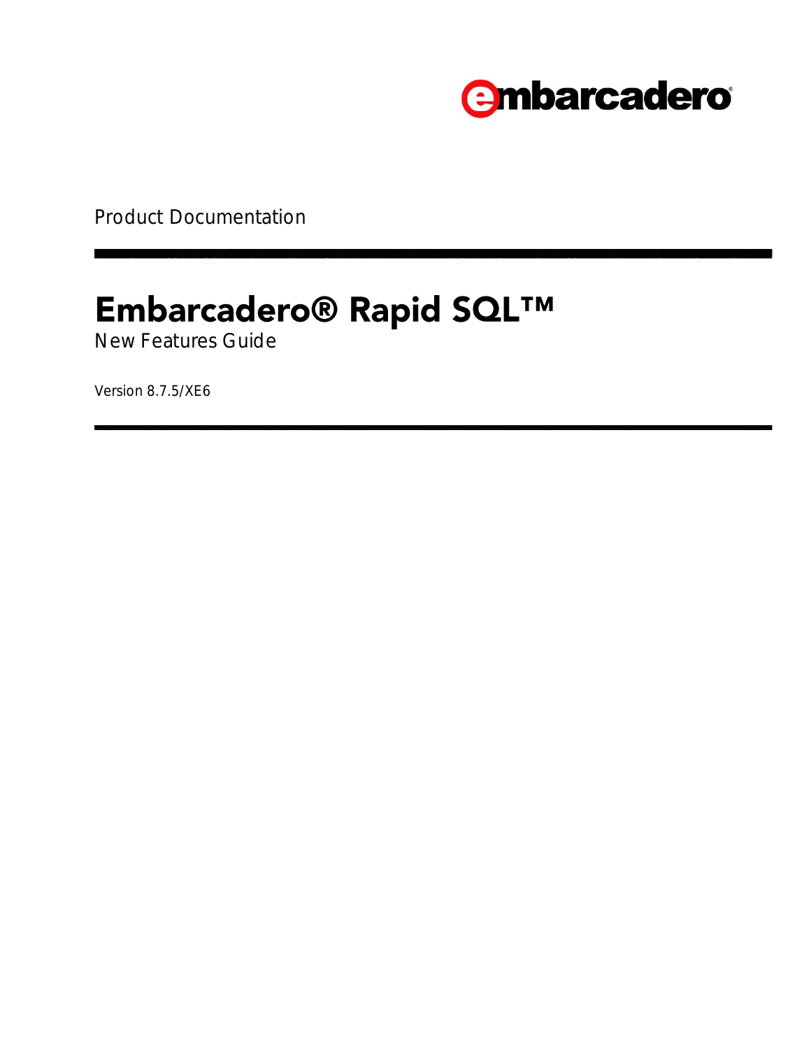embarcadero®

Product Documentation

# Embarcadero® Rapid SQL™

New Features Guide

Version 8.7.5/XE6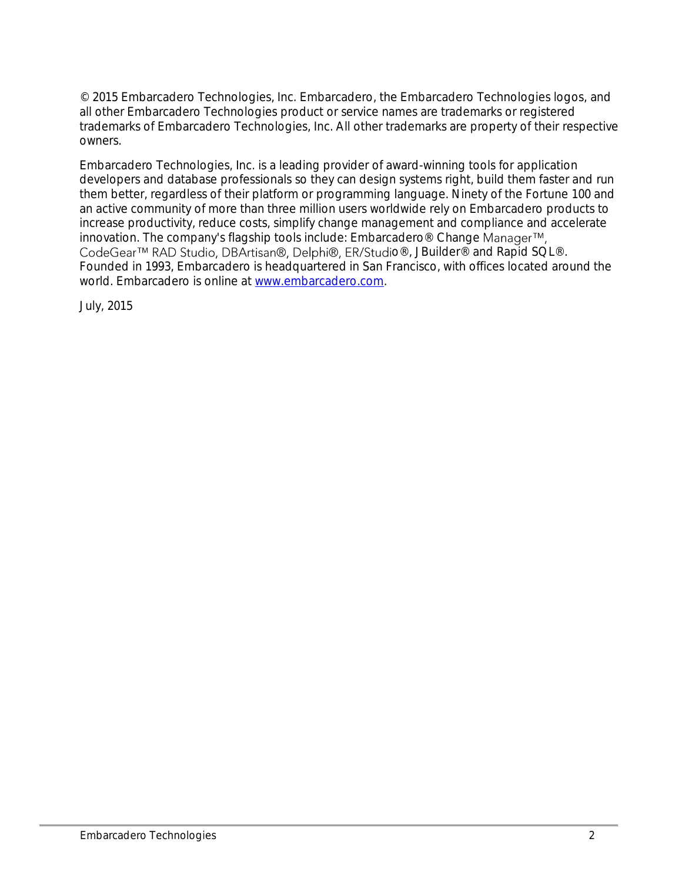© 2015 Embarcadero Technologies, Inc. Embarcadero, the Embarcadero Technologies logos, and all other Embarcadero Technologies product or service names are trademarks or registered trademarks of Embarcadero Technologies, Inc. All other trademarks are property of their respective owners.

Embarcadero Technologies, Inc. is a leading provider of award-winning tools for application developers and database professionals so they can design systems right, build them faster and run them better, regardless of their platform or programming language. Ninety of the Fortune 100 and an active community of more than three million users worldwide rely on Embarcadero products to increase productivity, reduce costs, simplify change management and compliance and accelerate innovation. The company's flagship tools include: Embarcadero® Change Manager™, CodeGear™ RAD Studio, DBArtisan®, Delphi®, ER/Studio®, JBuilder® and Rapid SQL®. Founded in 1993, Embarcadero is headquartered in San Francisco, with offices located around the world. Embarcadero is online at [www.embarcadero.com](http://www.embarcadero.com).

July, 2015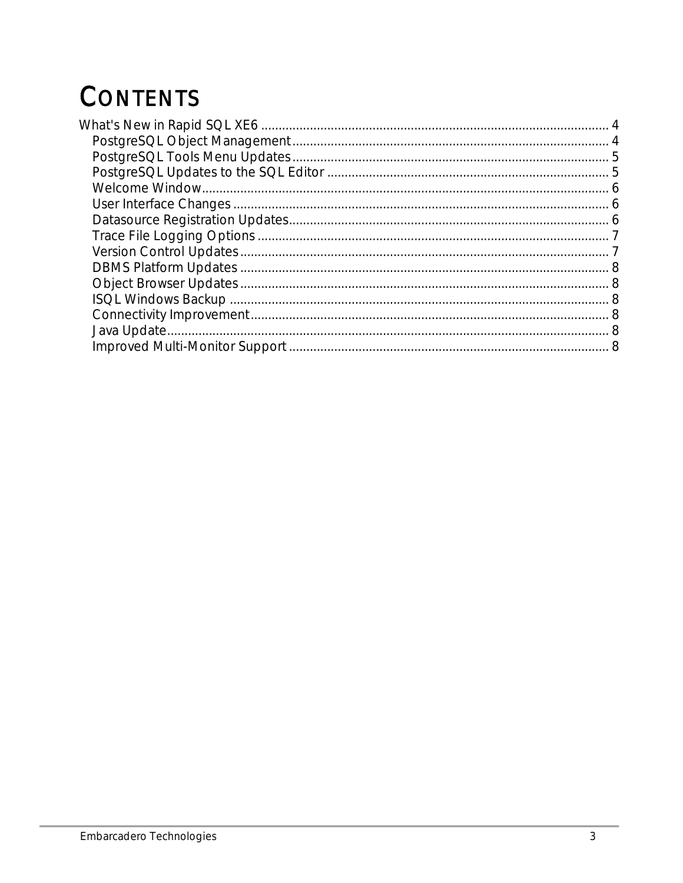# CONTENTS

What's New in Rapid SQL XE6 ........................................................................................................ 4

- PostgreSQL Object Management ................................................................................................ 4
- PostgreSQL Tools Menu Updates ................................................................................................ 5
- PostgreSQL Updates to the SQL Editor ........................................................................................ 5
- Welcome Window ........................................................................................................................ 6
- User Interface Changes ................................................................................................................ 6
- Datasource Registration Updates ................................................................................................. 6
- Trace File Logging Options .......................................................................................................... 7
- Version Control Updates .............................................................................................................. 7
- DBMS Platform Updates .............................................................................................................. 8
- Object Browser Updates .............................................................................................................. 8
- ISQL Windows Backup ................................................................................................................ 8
- Connectivity Improvement ........................................................................................................... 8
- Java Update ................................................................................................................................. 8
- Improved Multi-Monitor Support ................................................................................................. 8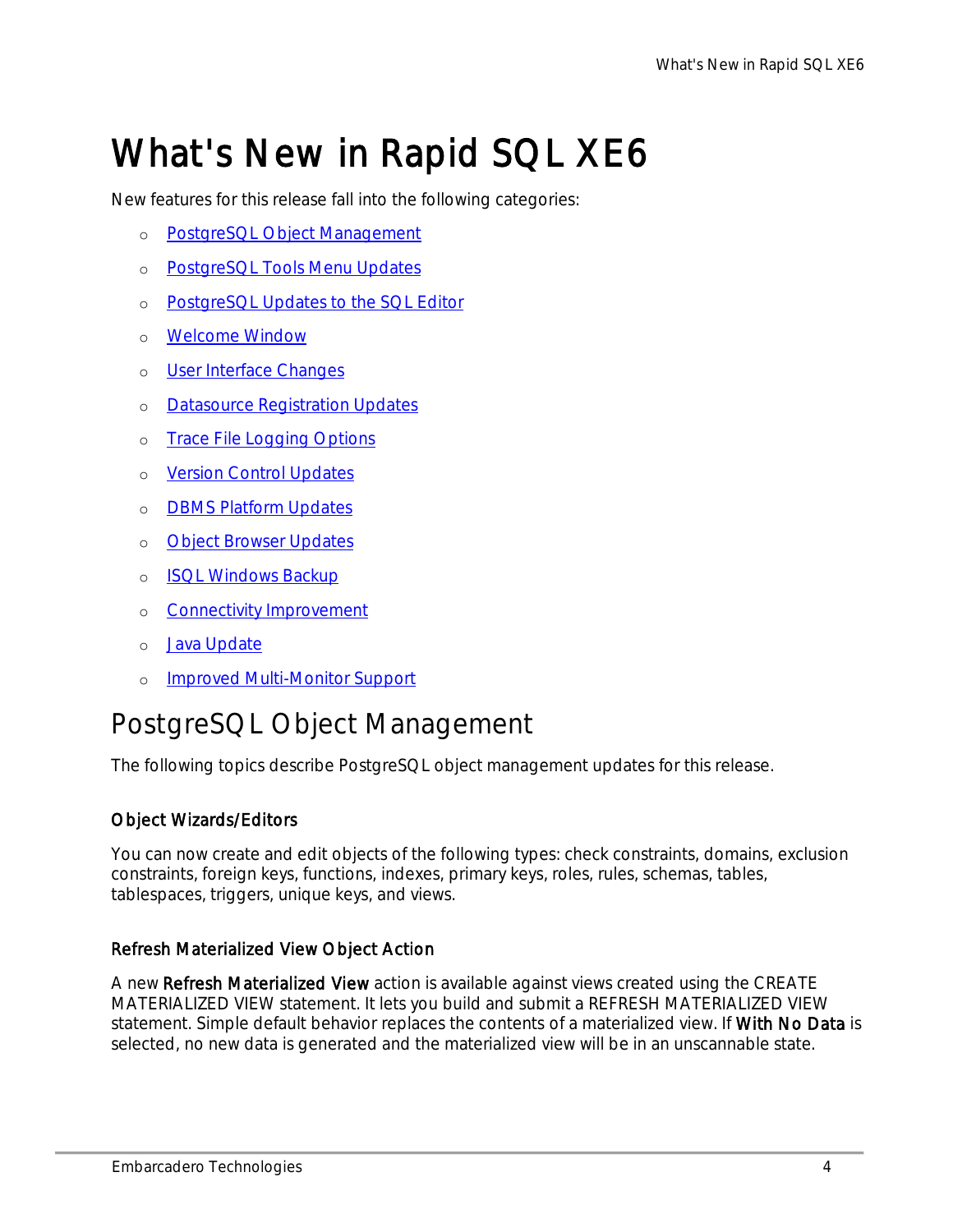# What's New in Rapid SQL XE6

New features for this release fall into the following categories:

- PostgreSQL Object Management
- PostgreSQL Tools Menu Updates
- PostgreSQL Updates to the SQL Editor
- Welcome Window
- User Interface Changes
- Datasource Registration Updates
- Trace File Logging Options
- Version Control Updates
- DBMS Platform Updates
- Object Browser Updates
- ISQL Windows Backup
- Connectivity Improvement
- Java Update
- Improved Multi-Monitor Support

## PostgreSQL Object Management

The following topics describe PostgreSQL object management updates for this release.

### Object Wizards/Editors

You can now create and edit objects of the following types: check constraints, domains, exclusion constraints, foreign keys, functions, indexes, primary keys, roles, rules, schemas, tables, tablespaces, triggers, unique keys, and views.

### Refresh Materialized View Object Action

A new **Refresh Materialized View** action is available against views created using the CREATE MATERIALIZED VIEW statement. It lets you build and submit a REFRESH MATERIALIZED VIEW statement. Simple default behavior replaces the contents of a materialized view. If **With No Data** is selected, no new data is generated and the materialized view will be in an unscannable state.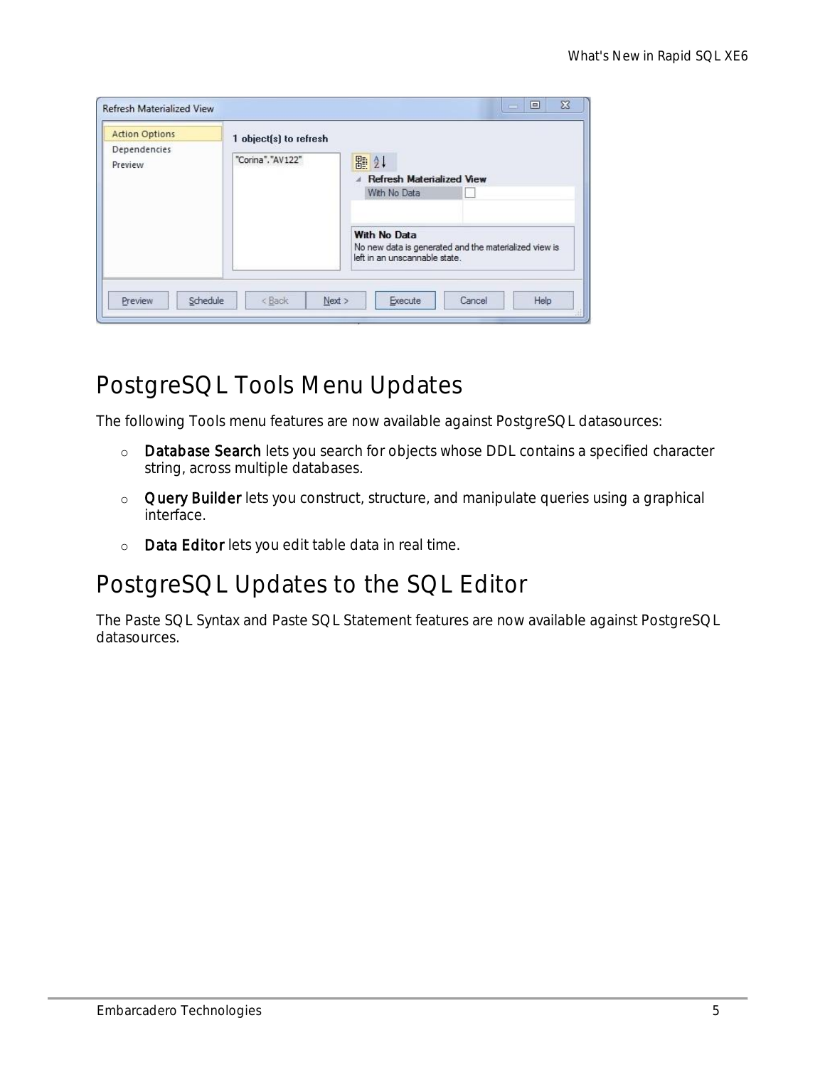## PostgreSQL Tools Menu Updates

The following Tools menu features are now available against PostgreSQL datasources:

- **Database Search** lets you search for objects whose DDL contains a specified character string, across multiple databases.
- **Query Builder** lets you construct, structure, and manipulate queries using a graphical interface.
- **Data Editor** lets you edit table data in real time.

## PostgreSQL Updates to the SQL Editor

The Paste SQL Syntax and Paste SQL Statement features are now available against PostgreSQL datasources.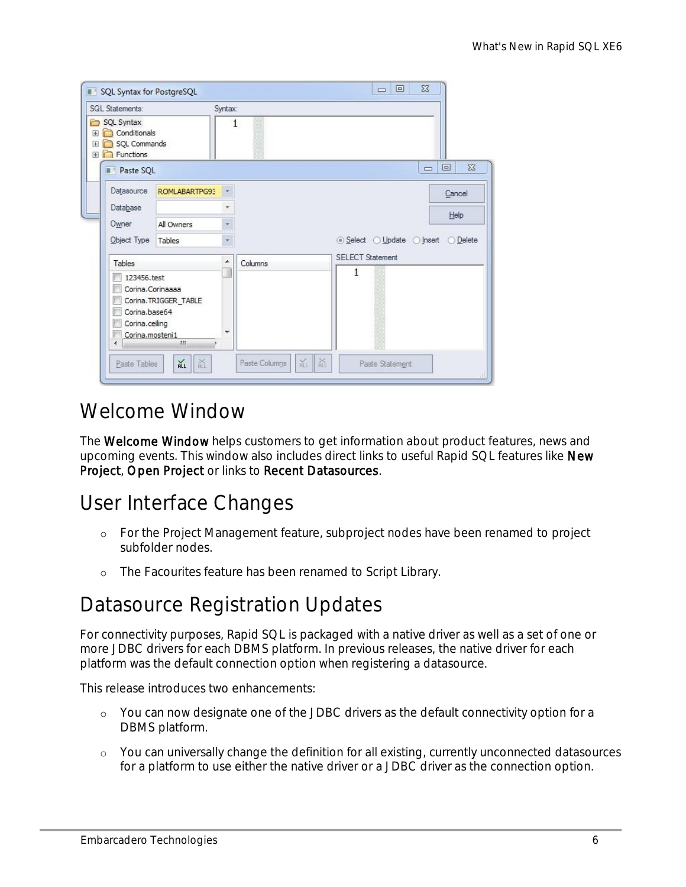## Welcome Window

The **Welcome Window** helps customers to get information about product features, news and upcoming events. This window also includes direct links to useful Rapid SQL features like **New Project**, **Open Project** or links to **Recent Datasources**.

## User Interface Changes

- For the Project Management feature, subproject nodes have been renamed to project subfolder nodes.
- The Facourites feature has been renamed to Script Library.

## Datasource Registration Updates

For connectivity purposes, Rapid SQL is packaged with a native driver as well as a set of one or more JDBC drivers for each DBMS platform. In previous releases, the native driver for each platform was the default connection option when registering a datasource.

This release introduces two enhancements:

- You can now designate one of the JDBC drivers as the default connectivity option for a DBMS platform.
- You can universally change the definition for all existing, currently unconnected datasources for a platform to use either the native driver or a JDBC driver as the connection option.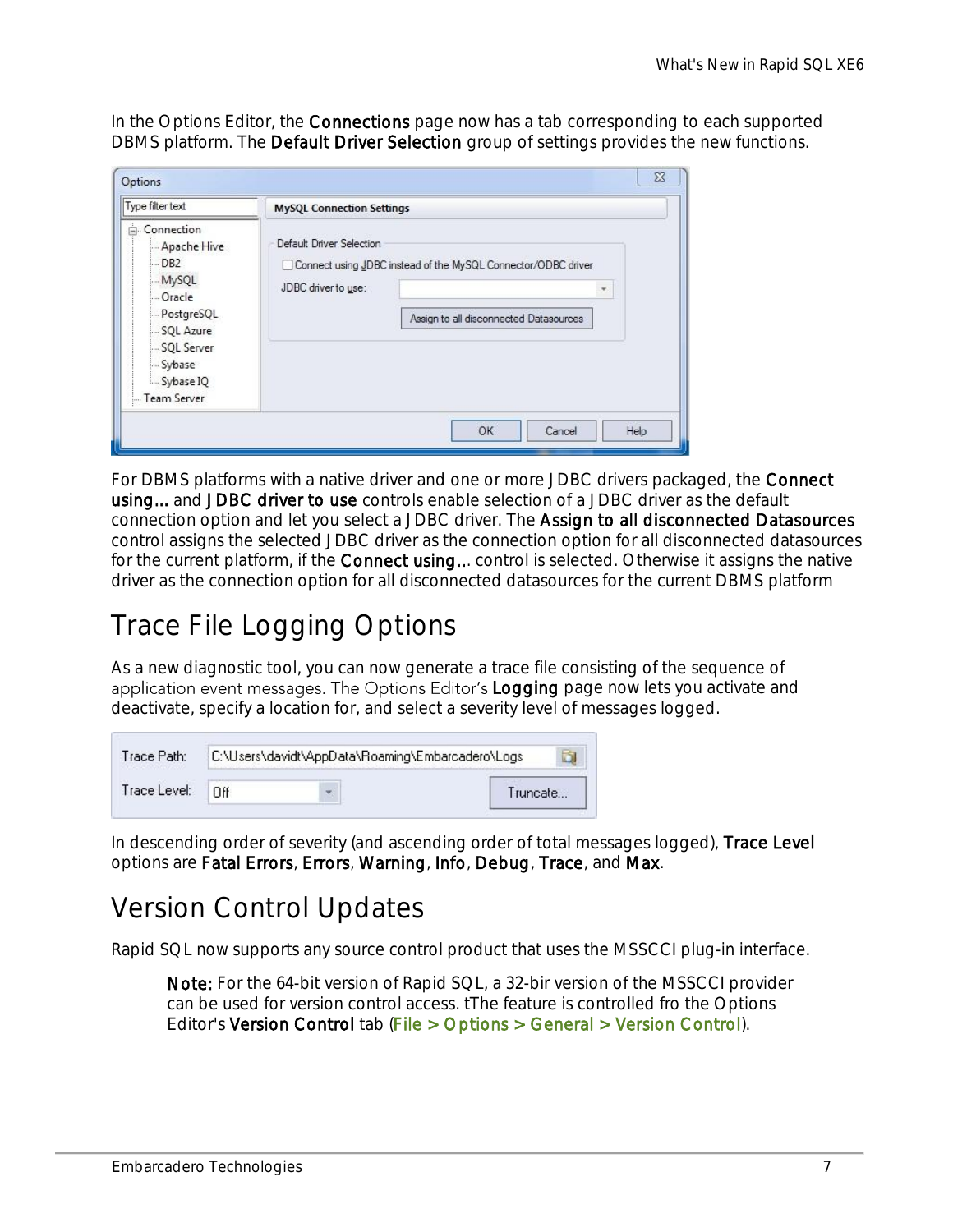In the Options Editor, the **Connections** page now has a tab corresponding to each supported DBMS platform. The **Default Driver Selection** group of settings provides the new functions.

For DBMS platforms with a native driver and one or more JDBC drivers packaged, the **Connect using...** and **JDBC driver to use** controls enable selection of a JDBC driver as the default connection option and let you select a JDBC driver. The **Assign to all disconnected Datasources** control assigns the selected JDBC driver as the connection option for all disconnected datasources for the current platform, if the **Connect using...** control is selected. Otherwise it assigns the native driver as the connection option for all disconnected datasources for the current DBMS platform

## Trace File Logging Options

As a new diagnostic tool, you can now generate a trace file consisting of the sequence of application event messages. The Options Editor's **Logging** page now lets you activate and deactivate, specify a location for, and select a severity level of messages logged.

In descending order of severity (and ascending order of total messages logged), **Trace Level** options are **Fatal Errors**, **Errors**, **Warning**, **Info**, **Debug**, **Trace**, and **Max**.

## Version Control Updates

Rapid SQL now supports any source control product that uses the MSSCCI plug-in interface.

> **Note:** For the 64-bit version of Rapid SQL, a 32-bir version of the MSSCCI provider can be used for version control access. tThe feature is controlled fro the Options Editor's **Version Control** tab (**File > Options > General > Version Control**).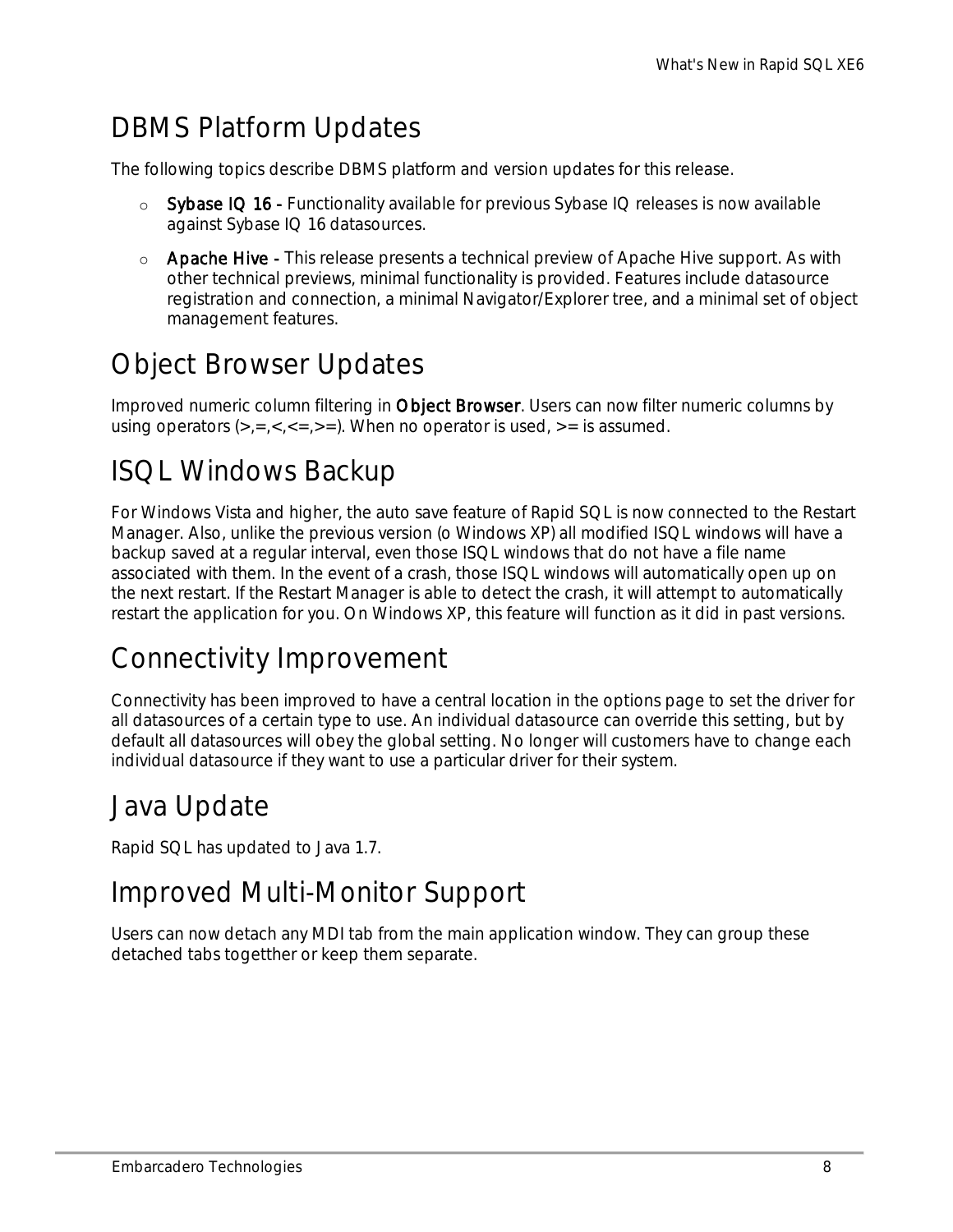# DBMS Platform Updates

The following topics describe DBMS platform and version updates for this release.

- **Sybase IQ 16 -** Functionality available for previous Sybase IQ releases is now available against Sybase IQ 16 datasources.
- **Apache Hive -** This release presents a technical preview of Apache Hive support. As with other technical previews, minimal functionality is provided. Features include datasource registration and connection, a minimal Navigator/Explorer tree, and a minimal set of object management features.

# Object Browser Updates

Improved numeric column filtering in **Object Browser**. Users can now filter numeric columns by using operators (>,=,<,<=,>=). When no operator is used, >= is assumed.

# ISQL Windows Backup

For Windows Vista and higher, the auto save feature of Rapid SQL is now connected to the Restart Manager. Also, unlike the previous version (o Windows XP) all modified ISQL windows will have a backup saved at a regular interval, even those ISQL windows that do not have a file name associated with them. In the event of a crash, those ISQL windows will automatically open up on the next restart. If the Restart Manager is able to detect the crash, it will attempt to automatically restart the application for you. On Windows XP, this feature will function as it did in past versions.

# Connectivity Improvement

Connectivity has been improved to have a central location in the options page to set the driver for all datasources of a certain type to use. An individual datasource can override this setting, but by default all datasources will obey the global setting. No longer will customers have to change each individual datasource if they want to use a particular driver for their system.

# Java Update

Rapid SQL has updated to Java 1.7.

# Improved Multi-Monitor Support

Users can now detach any MDI tab from the main application window. They can group these detached tabs togetther or keep them separate.